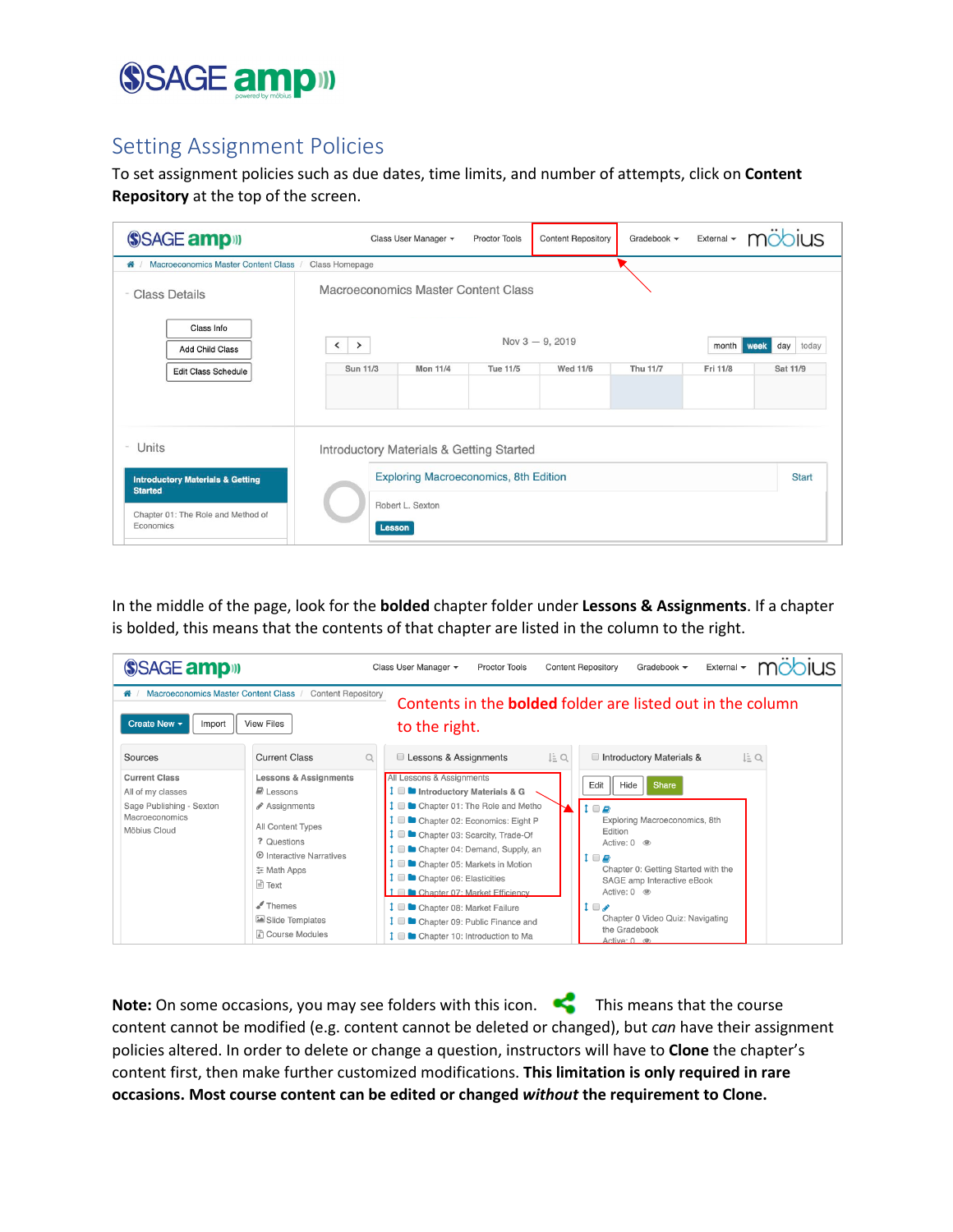# Setting Assignment Policies

To set assignment policies such as due dates, time limits, and number of attempts, click on **Content Repository** at the top of the screen.

In the middle of the page, look for the **bolded** chapter folder under **Lessons & Assignments**. If a chapter is bolded, this means that the contents of that chapter are listed in the column to the right.

**Note:** On some occasions, you may see folders with this icon. This means that the course content cannot be modified (e.g. content cannot be deleted or changed), but *can* have their assignment policies altered. In order to delete or change a question, instructors will have to **Clone** the chapter's content first, then make further customized modifications. **This limitation is only required in rare occasions. Most course content can be edited or changed *without* the requirement to Clone.**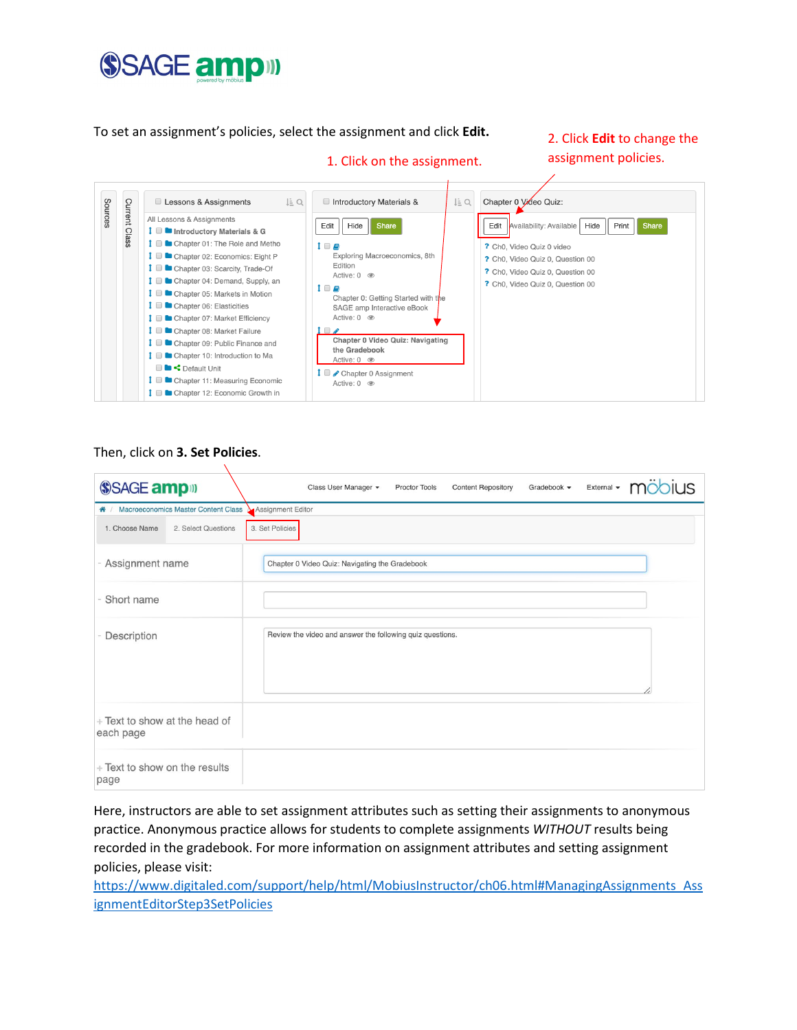To set an assignment's policies, select the assignment and click **Edit.**

1. Click on the assignment.

2. Click **Edit** to change the assignment policies.

Then, click on **3. Set Policies**.

Here, instructors are able to set assignment attributes such as setting their assignments to anonymous practice. Anonymous practice allows for students to complete assignments *WITHOUT* results being recorded in the gradebook. For more information on assignment attributes and setting assignment policies, please visit: [https://www.digitaled.com/support/help/html/MobiusInstructor/ch06.html#ManagingAssignments_AssignmentEditorStep3SetPolicies](https://www.digitaled.com/support/help/html/MobiusInstructor/ch06.html#ManagingAssignments_AssignmentEditorStep3SetPolicies)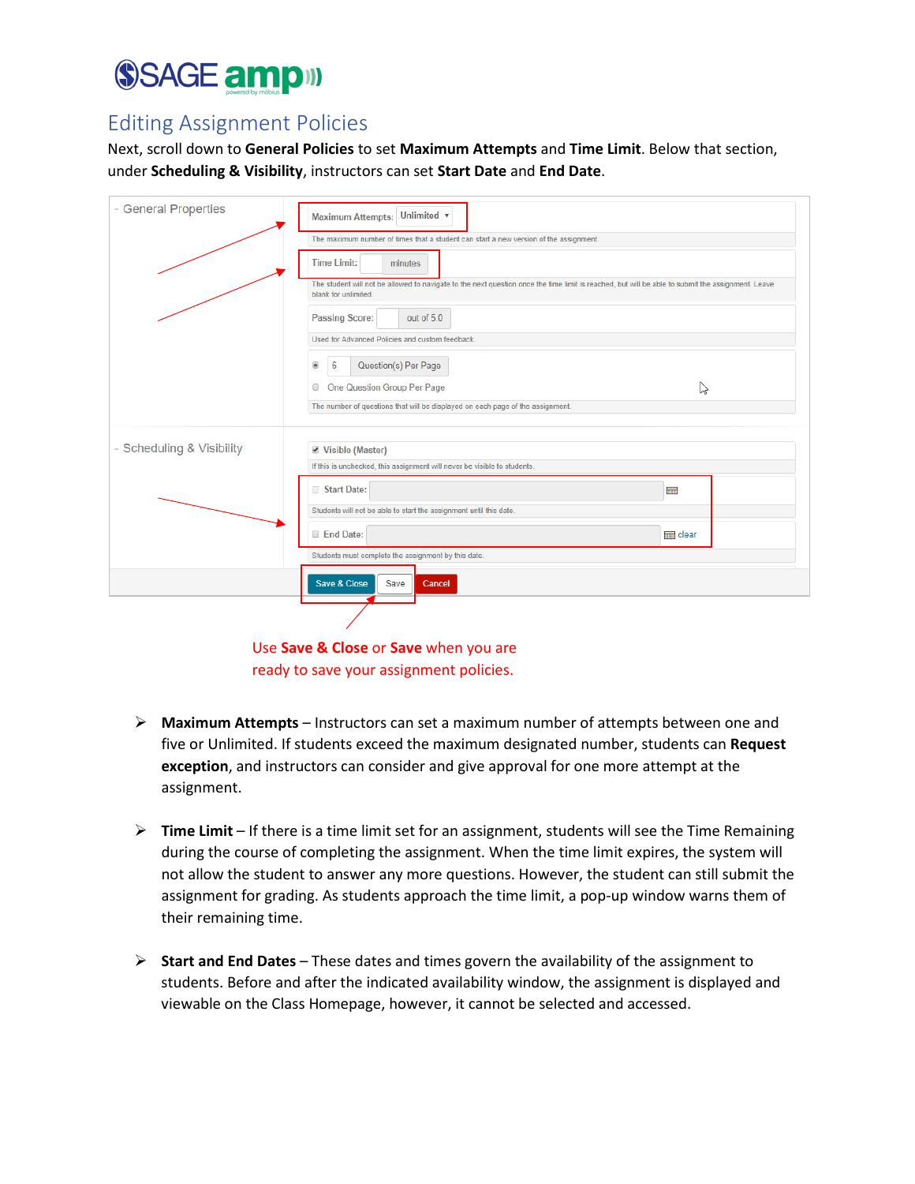## Editing Assignment Policies

Next, scroll down to **General Policies** to set **Maximum Attempts** and **Time Limit**. Below that section, under **Scheduling & Visibility**, instructors can set **Start Date** and **End Date**.

Use **Save & Close** or **Save** when you are ready to save your assignment policies.

- **Maximum Attempts** – Instructors can set a maximum number of attempts between one and five or Unlimited. If students exceed the maximum designated number, students can **Request exception**, and instructors can consider and give approval for one more attempt at the assignment.

- **Time Limit** – If there is a time limit set for an assignment, students will see the Time Remaining during the course of completing the assignment. When the time limit expires, the system will not allow the student to answer any more questions. However, the student can still submit the assignment for grading. As students approach the time limit, a pop-up window warns them of their remaining time.

- **Start and End Dates** – These dates and times govern the availability of the assignment to students. Before and after the indicated availability window, the assignment is displayed and viewable on the Class Homepage, however, it cannot be selected and accessed.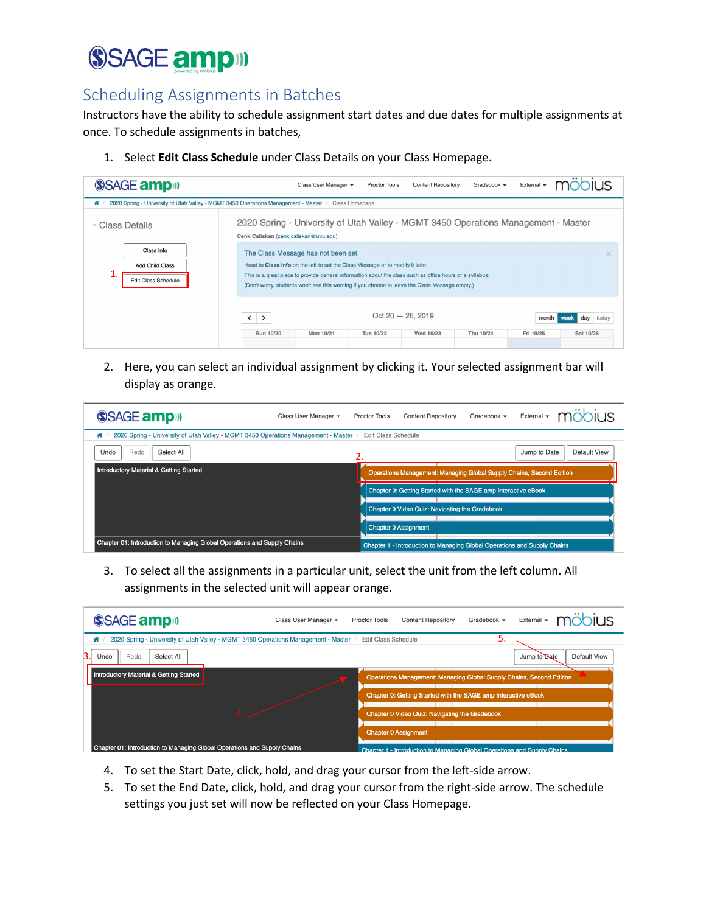# Scheduling Assignments in Batches

Instructors have the ability to schedule assignment start dates and due dates for multiple assignments at once. To schedule assignments in batches,

1. Select **Edit Class Schedule** under Class Details on your Class Homepage.

2. Here, you can select an individual assignment by clicking it. Your selected assignment bar will display as orange.

3. To select all the assignments in a particular unit, select the unit from the left column. All assignments in the selected unit will appear orange.

4. To set the Start Date, click, hold, and drag your cursor from the left-side arrow.
5. To set the End Date, click, hold, and drag your cursor from the right-side arrow. The schedule settings you just set will now be reflected on your Class Homepage.